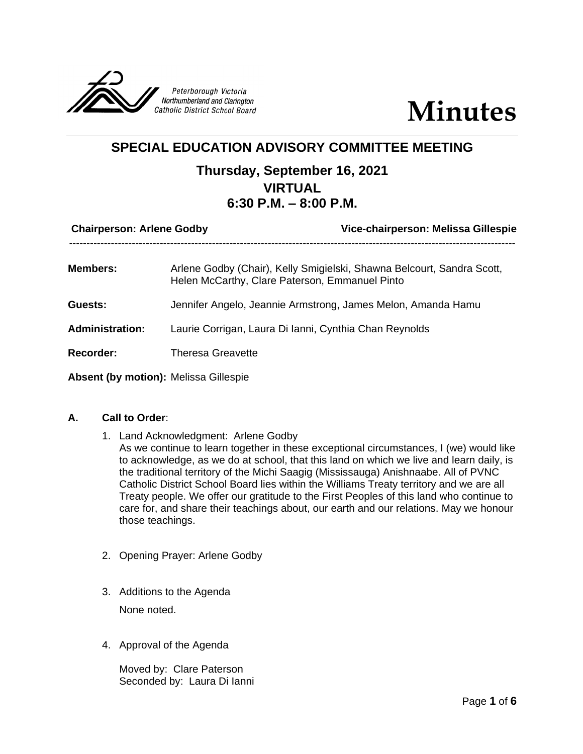Peterborough Victoria Northumberland and Clarington Catholic District School Board

# Minutes

## SPECIAL EDUCATION ADVISORY COMMITTEE MEETING

### Thursday, September 16, 2021
### VIRTUAL
### 6:30 P.M. – 8:00 P.M.

**Chairperson: Arlene Godby** **Vice-chairperson: Melissa Gillespie**

---

**Members:** Arlene Godby (Chair), Kelly Smigielski, Shawna Belcourt, Sandra Scott, Helen McCarthy, Clare Paterson, Emmanuel Pinto

**Guests:** Jennifer Angelo, Jeannie Armstrong, James Melon, Amanda Hamu

**Administration:** Laurie Corrigan, Laura Di Ianni, Cynthia Chan Reynolds

**Recorder:** Theresa Greavette

**Absent (by motion):** Melissa Gillespie

**A. Call to Order**:

1. Land Acknowledgment: Arlene Godby
   As we continue to learn together in these exceptional circumstances, I (we) would like to acknowledge, as we do at school, that this land on which we live and learn daily, is the traditional territory of the Michi Saagig (Mississauga) Anishnaabe. All of PVNC Catholic District School Board lies within the Williams Treaty territory and we are all Treaty people. We offer our gratitude to the First Peoples of this land who continue to care for, and share their teachings about, our earth and our relations. May we honour those teachings.

2. Opening Prayer: Arlene Godby

3. Additions to the Agenda

   None noted.

4. Approval of the Agenda

   Moved by: Clare Paterson
   Seconded by: Laura Di Ianni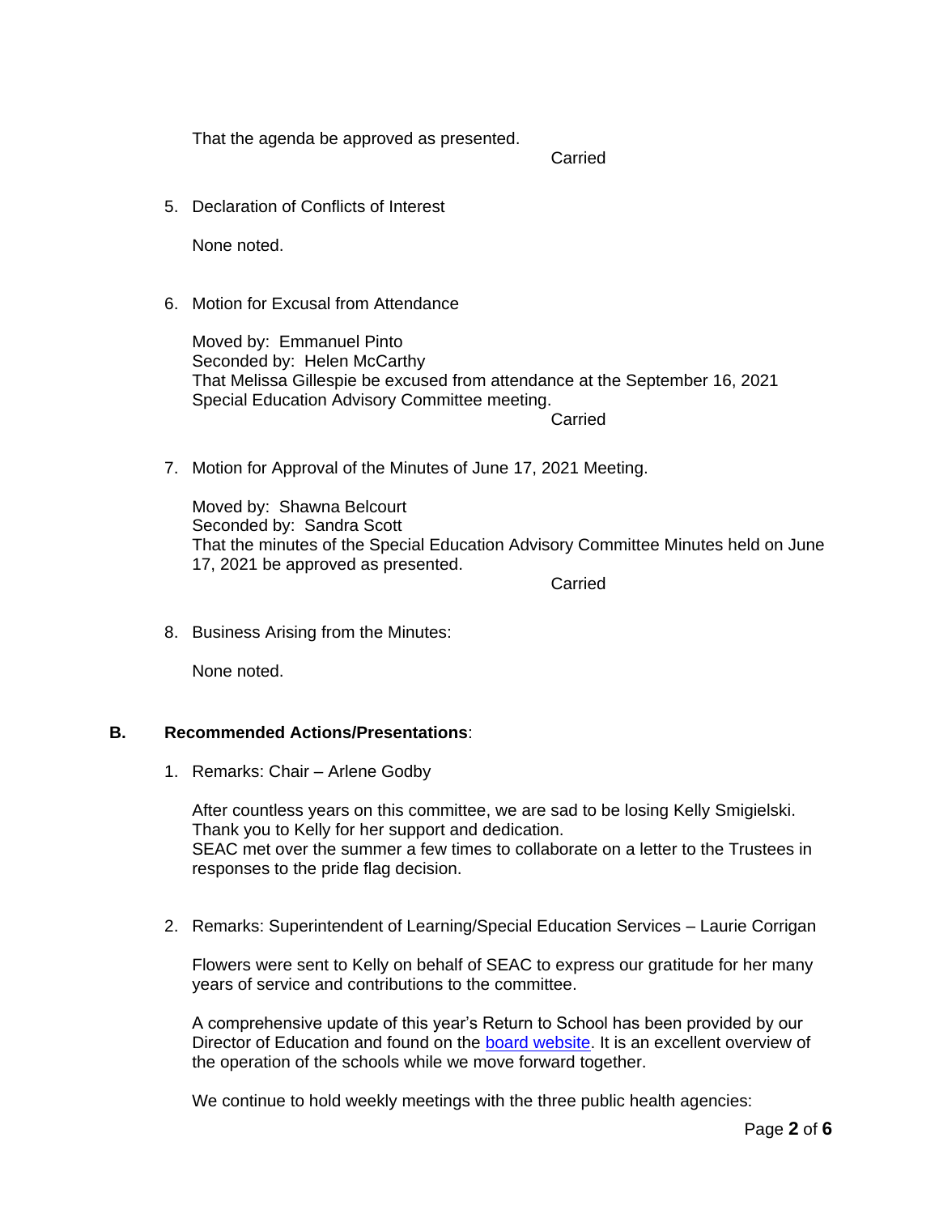That the agenda be approved as presented.

Carried

5. Declaration of Conflicts of Interest

   None noted.

6. Motion for Excusal from Attendance

   Moved by: Emmanuel Pinto
   Seconded by: Helen McCarthy
   That Melissa Gillespie be excused from attendance at the September 16, 2021 Special Education Advisory Committee meeting.

   Carried

7. Motion for Approval of the Minutes of June 17, 2021 Meeting.

   Moved by: Shawna Belcourt
   Seconded by: Sandra Scott
   That the minutes of the Special Education Advisory Committee Minutes held on June 17, 2021 be approved as presented.

   Carried

8. Business Arising from the Minutes:

   None noted.

## B. Recommended Actions/Presentations:

1. Remarks: Chair – Arlene Godby

   After countless years on this committee, we are sad to be losing Kelly Smigielski. Thank you to Kelly for her support and dedication.
   SEAC met over the summer a few times to collaborate on a letter to the Trustees in responses to the pride flag decision.

2. Remarks: Superintendent of Learning/Special Education Services – Laurie Corrigan

   Flowers were sent to Kelly on behalf of SEAC to express our gratitude for her many years of service and contributions to the committee.

   A comprehensive update of this year's Return to School has been provided by our Director of Education and found on the board website. It is an excellent overview of the operation of the schools while we move forward together.

   We continue to hold weekly meetings with the three public health agencies: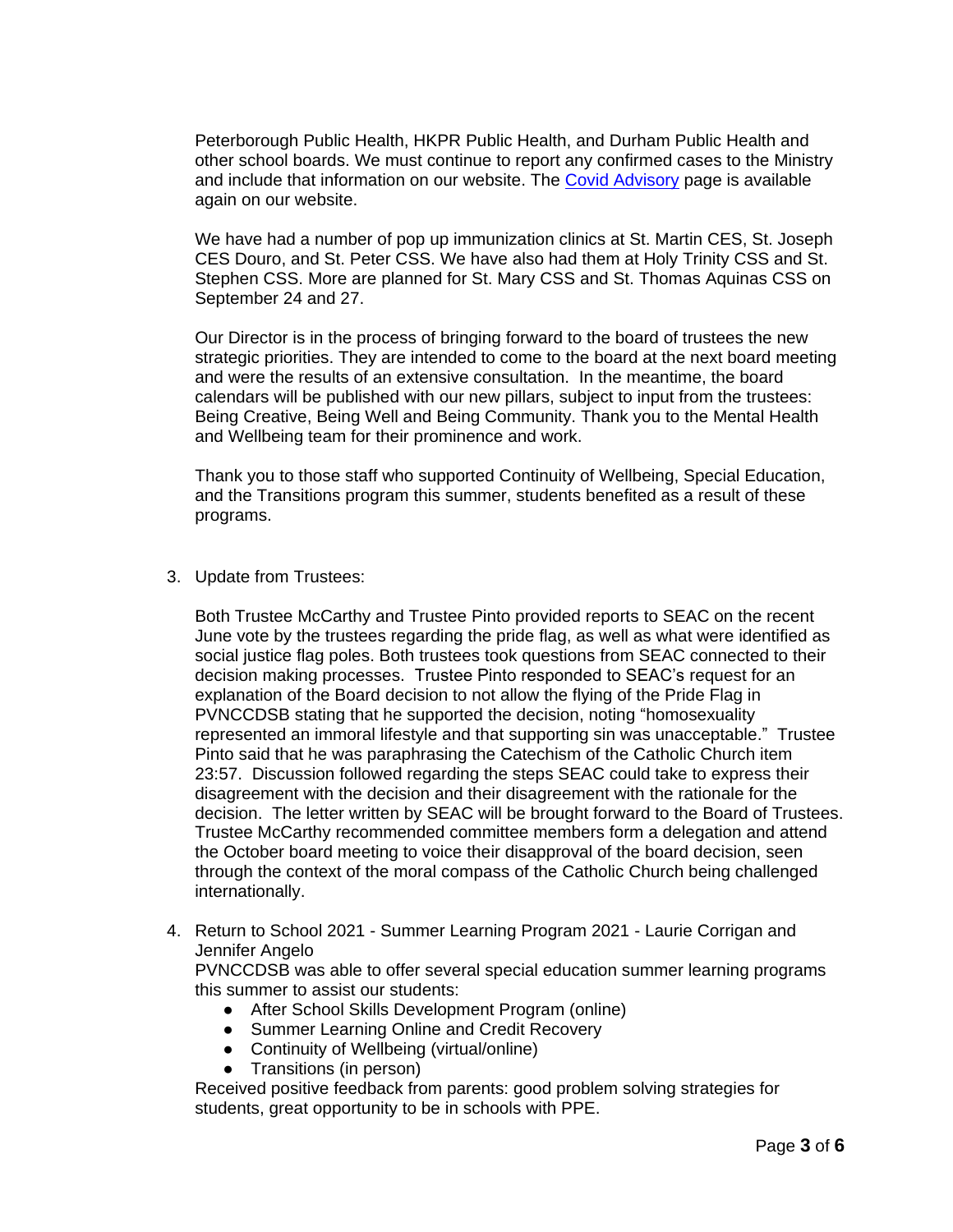Peterborough Public Health, HKPR Public Health, and Durham Public Health and other school boards. We must continue to report any confirmed cases to the Ministry and include that information on our website. The Covid Advisory page is available again on our website.

We have had a number of pop up immunization clinics at St. Martin CES, St. Joseph CES Douro, and St. Peter CSS. We have also had them at Holy Trinity CSS and St. Stephen CSS. More are planned for St. Mary CSS and St. Thomas Aquinas CSS on September 24 and 27.

Our Director is in the process of bringing forward to the board of trustees the new strategic priorities. They are intended to come to the board at the next board meeting and were the results of an extensive consultation. In the meantime, the board calendars will be published with our new pillars, subject to input from the trustees: Being Creative, Being Well and Being Community. Thank you to the Mental Health and Wellbeing team for their prominence and work.

Thank you to those staff who supported Continuity of Wellbeing, Special Education, and the Transitions program this summer, students benefited as a result of these programs.

3. Update from Trustees:

   Both Trustee McCarthy and Trustee Pinto provided reports to SEAC on the recent June vote by the trustees regarding the pride flag, as well as what were identified as social justice flag poles. Both trustees took questions from SEAC connected to their decision making processes. Trustee Pinto responded to SEAC's request for an explanation of the Board decision to not allow the flying of the Pride Flag in PVNCCDSB stating that he supported the decision, noting "homosexuality represented an immoral lifestyle and that supporting sin was unacceptable." Trustee Pinto said that he was paraphrasing the Catechism of the Catholic Church item 23:57. Discussion followed regarding the steps SEAC could take to express their disagreement with the decision and their disagreement with the rationale for the decision. The letter written by SEAC will be brought forward to the Board of Trustees. Trustee McCarthy recommended committee members form a delegation and attend the October board meeting to voice their disapproval of the board decision, seen through the context of the moral compass of the Catholic Church being challenged internationally.

4. Return to School 2021 - Summer Learning Program 2021 - Laurie Corrigan and Jennifer Angelo
   PVNCCDSB was able to offer several special education summer learning programs this summer to assist our students:
   - After School Skills Development Program (online)
   - Summer Learning Online and Credit Recovery
   - Continuity of Wellbeing (virtual/online)
   - Transitions (in person)

   Received positive feedback from parents: good problem solving strategies for students, great opportunity to be in schools with PPE.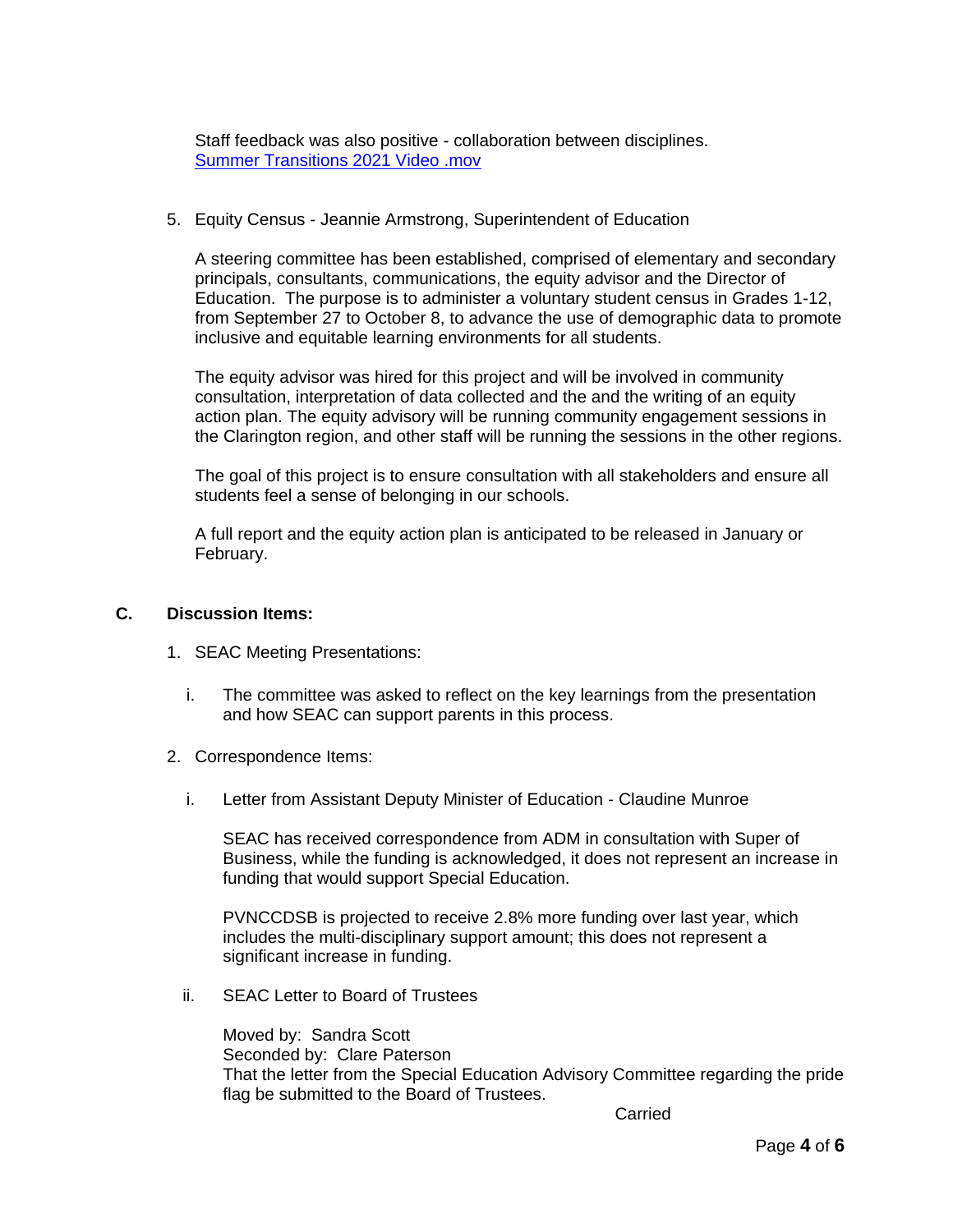Staff feedback was also positive - collaboration between disciplines.
[Summer Transitions 2021 Video .mov]

5. Equity Census - Jeannie Armstrong, Superintendent of Education

   A steering committee has been established, comprised of elementary and secondary principals, consultants, communications, the equity advisor and the Director of Education. The purpose is to administer a voluntary student census in Grades 1-12, from September 27 to October 8, to advance the use of demographic data to promote inclusive and equitable learning environments for all students.

   The equity advisor was hired for this project and will be involved in community consultation, interpretation of data collected and the and the writing of an equity action plan. The equity advisory will be running community engagement sessions in the Clarington region, and other staff will be running the sessions in the other regions.

   The goal of this project is to ensure consultation with all stakeholders and ensure all students feel a sense of belonging in our schools.

   A full report and the equity action plan is anticipated to be released in January or February.

## C. Discussion Items:

1. SEAC Meeting Presentations:

   i. The committee was asked to reflect on the key learnings from the presentation and how SEAC can support parents in this process.

2. Correspondence Items:

   i. Letter from Assistant Deputy Minister of Education - Claudine Munroe

      SEAC has received correspondence from ADM in consultation with Super of Business, while the funding is acknowledged, it does not represent an increase in funding that would support Special Education.

      PVNCCDSB is projected to receive 2.8% more funding over last year, which includes the multi-disciplinary support amount; this does not represent a significant increase in funding.

   ii. SEAC Letter to Board of Trustees

      Moved by: Sandra Scott
      Seconded by: Clare Paterson
      That the letter from the Special Education Advisory Committee regarding the pride flag be submitted to the Board of Trustees.

      Carried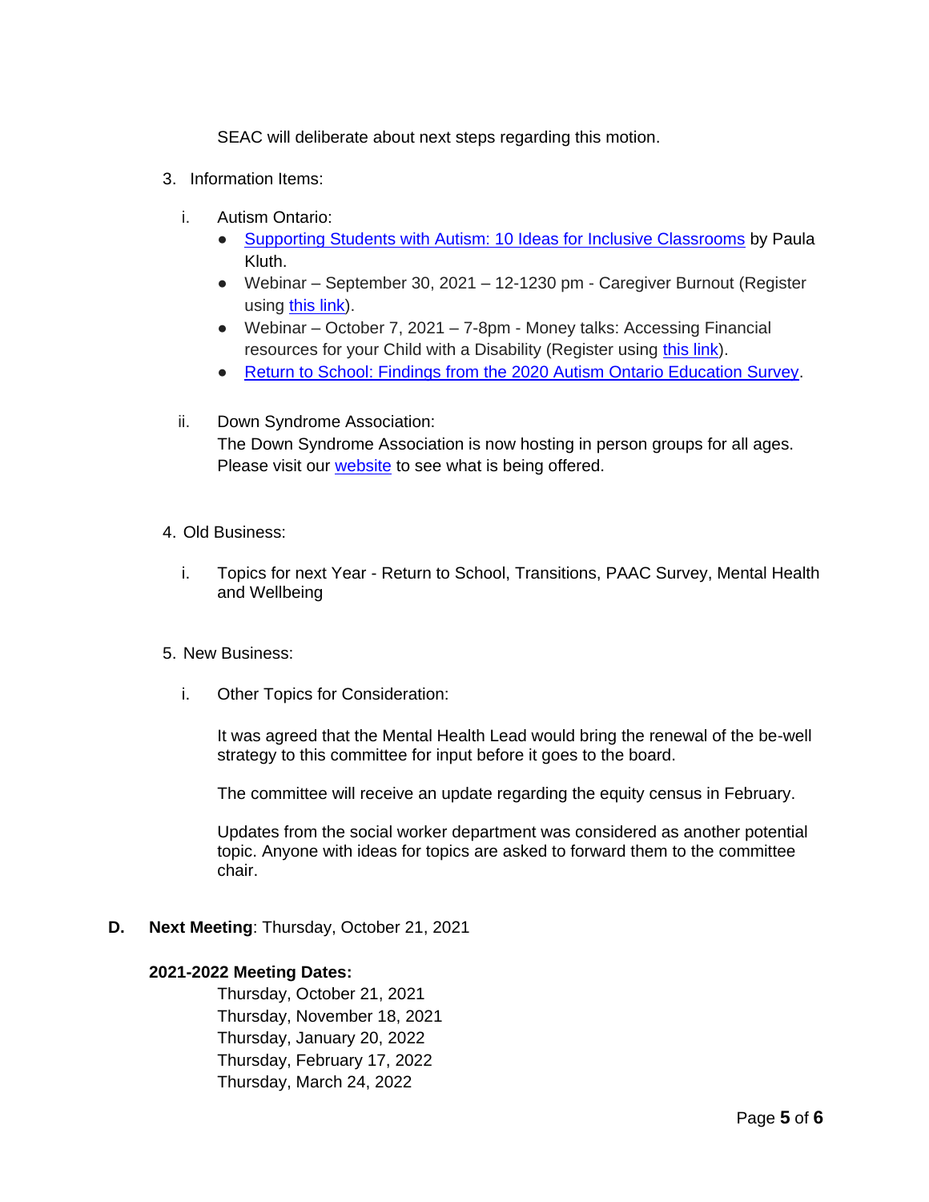SEAC will deliberate about next steps regarding this motion.

3. Information Items:

   i. Autism Ontario:
      - Supporting Students with Autism: 10 Ideas for Inclusive Classrooms by Paula Kluth.
      - Webinar – September 30, 2021 – 12-1230 pm - Caregiver Burnout (Register using this link).
      - Webinar – October 7, 2021 – 7-8pm - Money talks: Accessing Financial resources for your Child with a Disability (Register using this link).
      - Return to School: Findings from the 2020 Autism Ontario Education Survey.

   ii. Down Syndrome Association:
   The Down Syndrome Association is now hosting in person groups for all ages. Please visit our website to see what is being offered.

4. Old Business:

   i. Topics for next Year - Return to School, Transitions, PAAC Survey, Mental Health and Wellbeing

5. New Business:

   i. Other Topics for Consideration:

   It was agreed that the Mental Health Lead would bring the renewal of the be-well strategy to this committee for input before it goes to the board.

   The committee will receive an update regarding the equity census in February.

   Updates from the social worker department was considered as another potential topic. Anyone with ideas for topics are asked to forward them to the committee chair.

**D. Next Meeting**: Thursday, October 21, 2021

**2021-2022 Meeting Dates:**

Thursday, October 21, 2021
Thursday, November 18, 2021
Thursday, January 20, 2022
Thursday, February 17, 2022
Thursday, March 24, 2022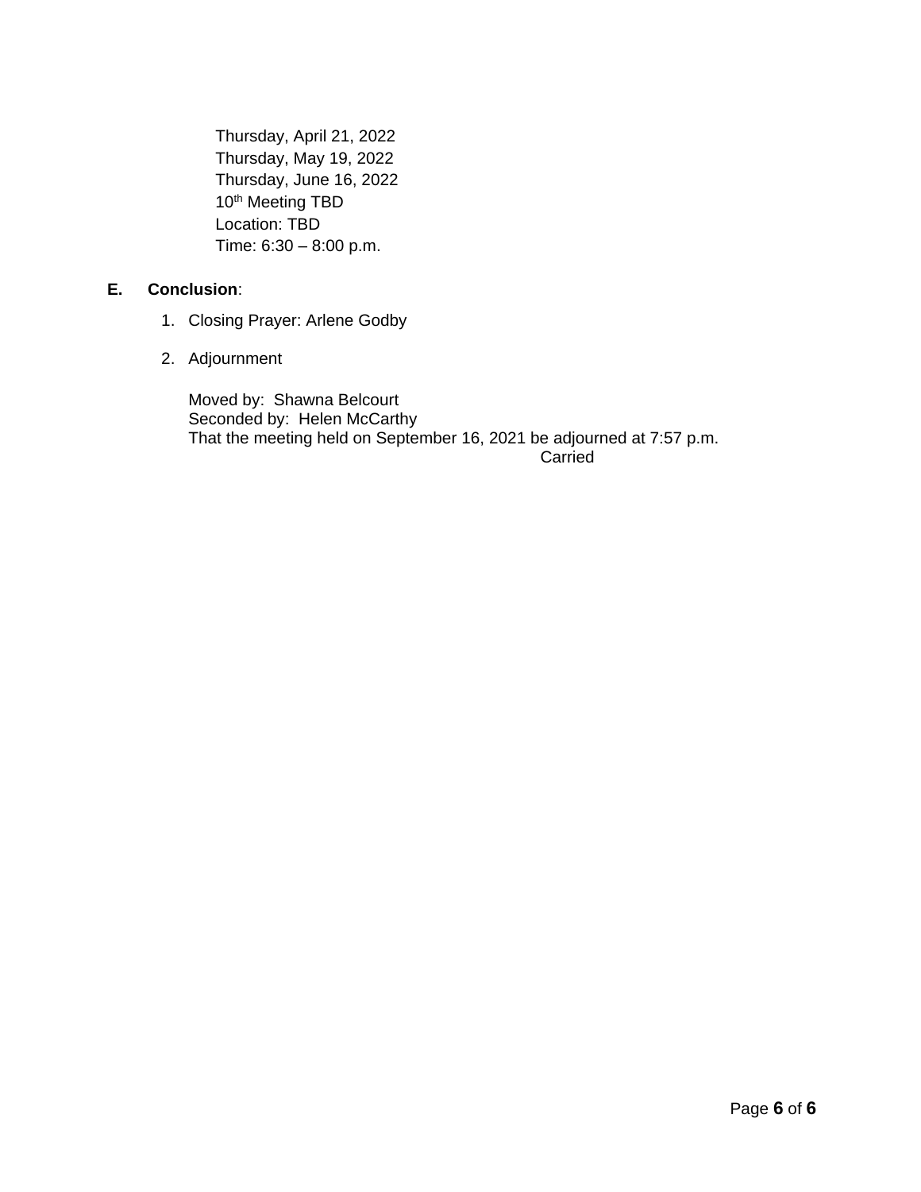Thursday, April 21, 2022
Thursday, May 19, 2022
Thursday, June 16, 2022
10th Meeting TBD
Location: TBD
Time: 6:30 – 8:00 p.m.

**E. Conclusion**:

1. Closing Prayer: Arlene Godby

2. Adjournment

   Moved by: Shawna Belcourt
   Seconded by: Helen McCarthy
   That the meeting held on September 16, 2021 be adjourned at 7:57 p.m.
   Carried